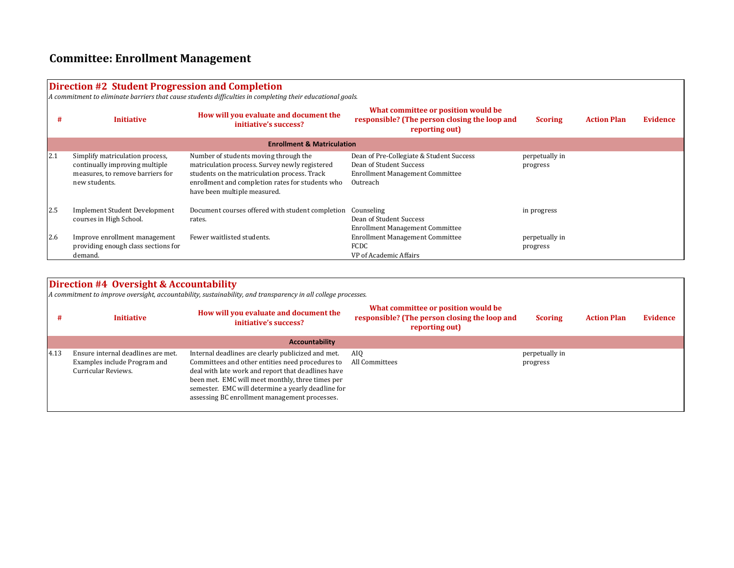# Committee: Enrollment Management

## Direction #2 Student Progression and Completion

*A commitment to eliminate barriers that cause students difficulties in completing their educational goals.*

| # | Initiative | How will you evaluate and document the initiative's success? | What committee or position would be responsible? (The person closing the loop and reporting out) | Scoring | Action Plan | Evidence |
|---|---|---|---|---|---|---|
| | | **Enrollment & Matriculation** | | | | |
| 2.1 | Simplify matriculation process, continually improving multiple measures, to remove barriers for new students. | Number of students moving through the matriculation process. Survey newly registered students on the matriculation process. Track enrollment and completion rates for students who have been multiple measured. | Dean of Pre-Collegiate & Student Success<br>Dean of Student Success<br>Enrollment Management Committee<br>Outreach | perpetually in progress | | |
| 2.5 | Implement Student Development courses in High School. | Document courses offered with student completion rates. | Counseling<br>Dean of Student Success<br>Enrollment Management Committee | in progress | | |
| 2.6 | Improve enrollment management providing enough class sections for demand. | Fewer waitlisted students. | Enrollment Management Committee<br>FCDC<br>VP of Academic Affairs | perpetually in progress | | |

## Direction #4 Oversight & Accountability

*A commitment to improve oversight, accountability, sustainability, and transparency in all college processes.*

| # | Initiative | How will you evaluate and document the initiative's success? | What committee or position would be responsible? (The person closing the loop and reporting out) | Scoring | Action Plan | Evidence |
|---|---|---|---|---|---|---|
| | | **Accountability** | | | | |
| 4.13 | Ensure internal deadlines are met. Examples include Program and Curricular Reviews. | Internal deadlines are clearly publicized and met. Committees and other entities need procedures to deal with late work and report that deadlines have been met. EMC will meet monthly, three times per semester. EMC will determine a yearly deadline for assessing BC enrollment management processes. | AIQ<br>All Committees | perpetually in progress | | |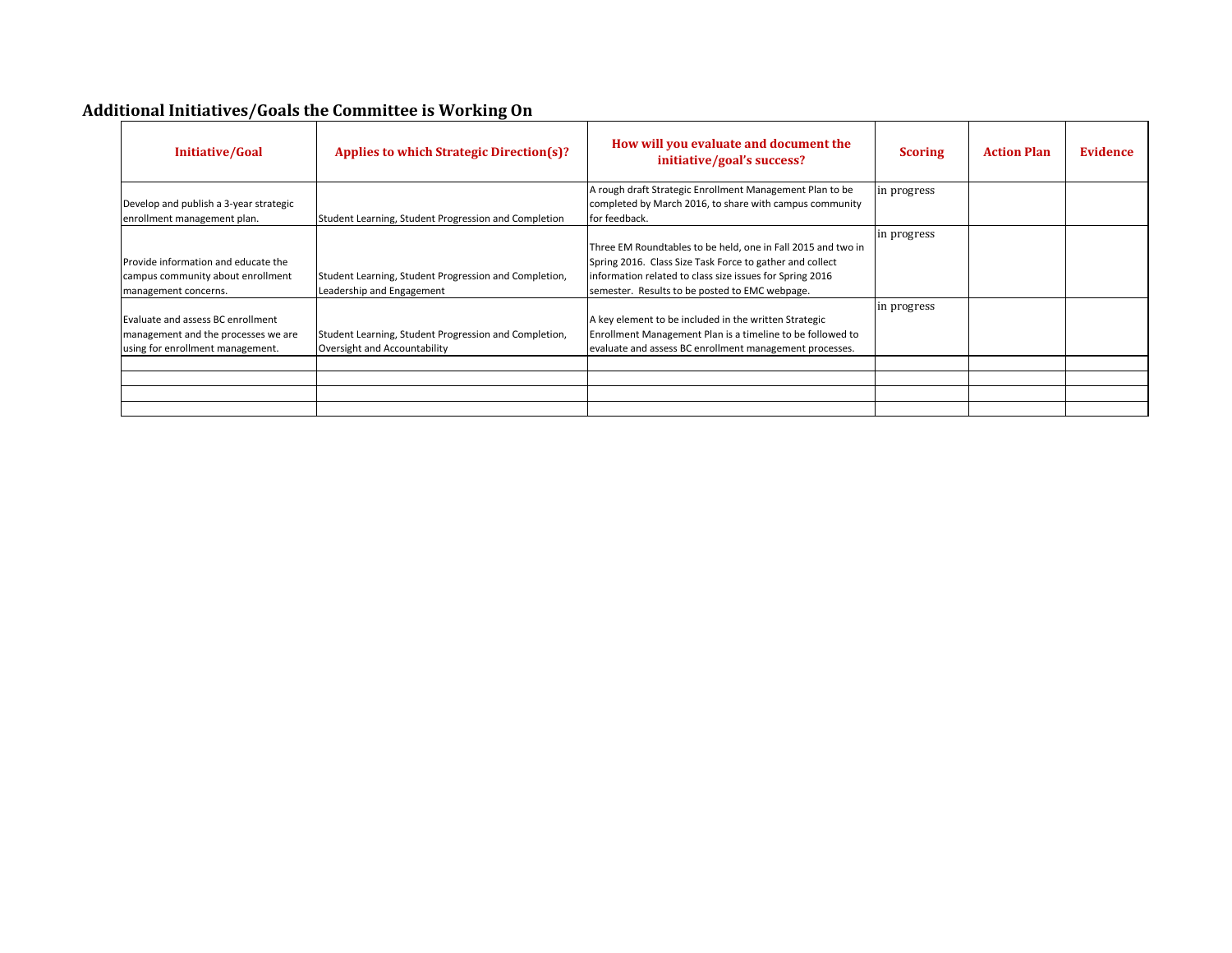## Additional Initiatives/Goals the Committee is Working On

| Initiative/Goal | Applies to which Strategic Direction(s)? | How will you evaluate and document the initiative/goal's success? | Scoring | Action Plan | Evidence |
|---|---|---|---|---|---|
| Develop and publish a 3-year strategic enrollment management plan. | Student Learning, Student Progression and Completion | A rough draft Strategic Enrollment Management Plan to be completed by March 2016, to share with campus community for feedback. | in progress | | |
| Provide information and educate the campus community about enrollment management concerns. | Student Learning, Student Progression and Completion, Leadership and Engagement | Three EM Roundtables to be held, one in Fall 2015 and two in Spring 2016. Class Size Task Force to gather and collect information related to class size issues for Spring 2016 semester. Results to be posted to EMC webpage. | in progress | | |
| Evaluate and assess BC enrollment management and the processes we are using for enrollment management. | Student Learning, Student Progression and Completion, Oversight and Accountability | A key element to be included in the written Strategic Enrollment Management Plan is a timeline to be followed to evaluate and assess BC enrollment management processes. | in progress | | |
| | | | | | |
| | | | | | |
| | | | | | |
| | | | | | |